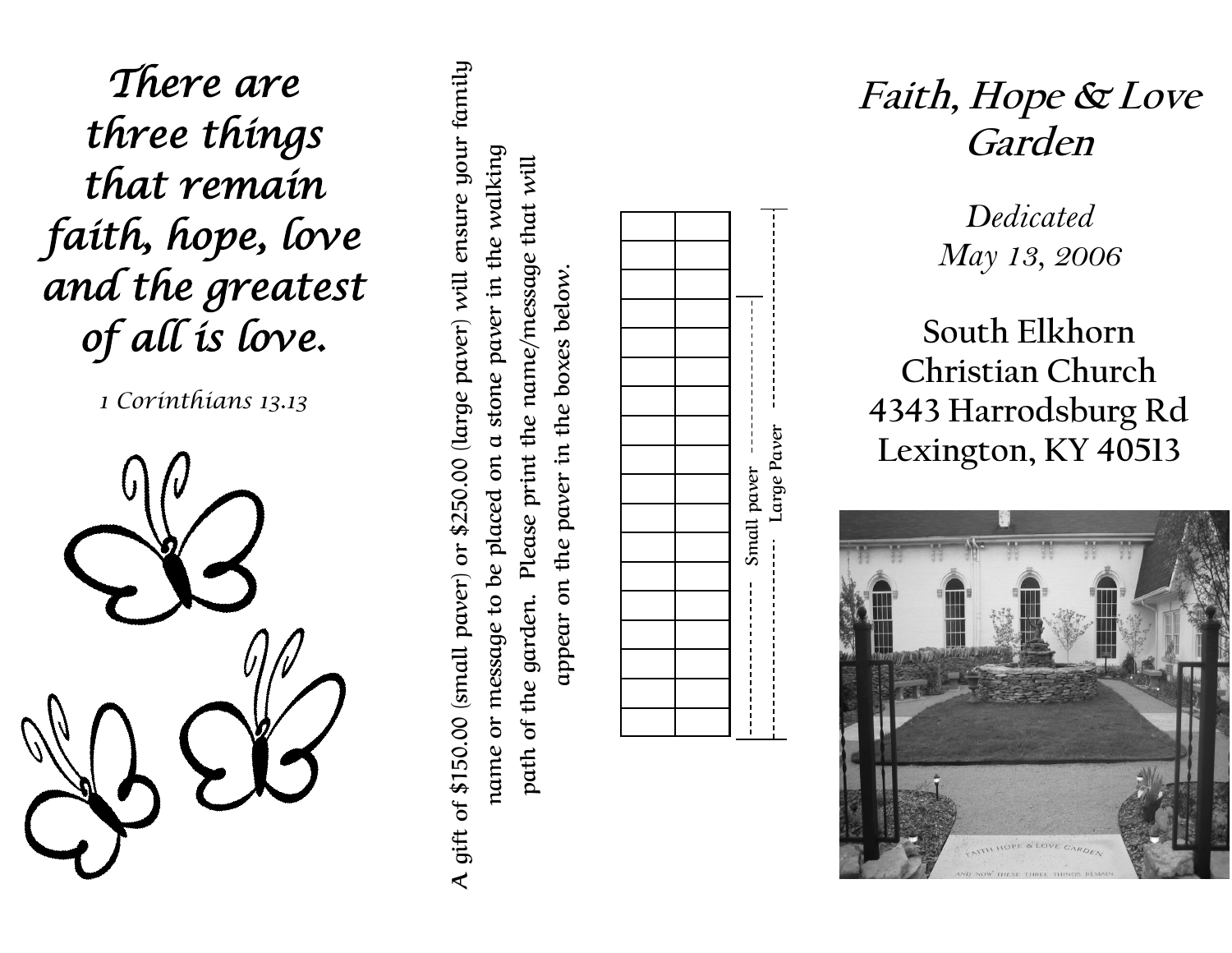*There are three things that remain faith, hope, love and the greatest of all is love.*

*1 Corinthians 13.13*

A gift of $150.00 (small paver) or $250.00 (large paver) will ensure your family name or message to be placed on a stone paver in the walking path of the garden. Please print the name/message that will appear on the paver in the boxes below.

| | |
|---|---|
| | |
| | |
| | |
| | |
| | |
| | |
| | |
| | |
| | |
| | |
| | |
| | |
| | |
| | |
| | |
| | |
| | |

Small paver

Large Paver

# *Faith, Hope & Love Garden*

*Dedicated May 13, 2006*

South Elkhorn Christian Church
4343 Harrodsburg Rd
Lexington, KY 40513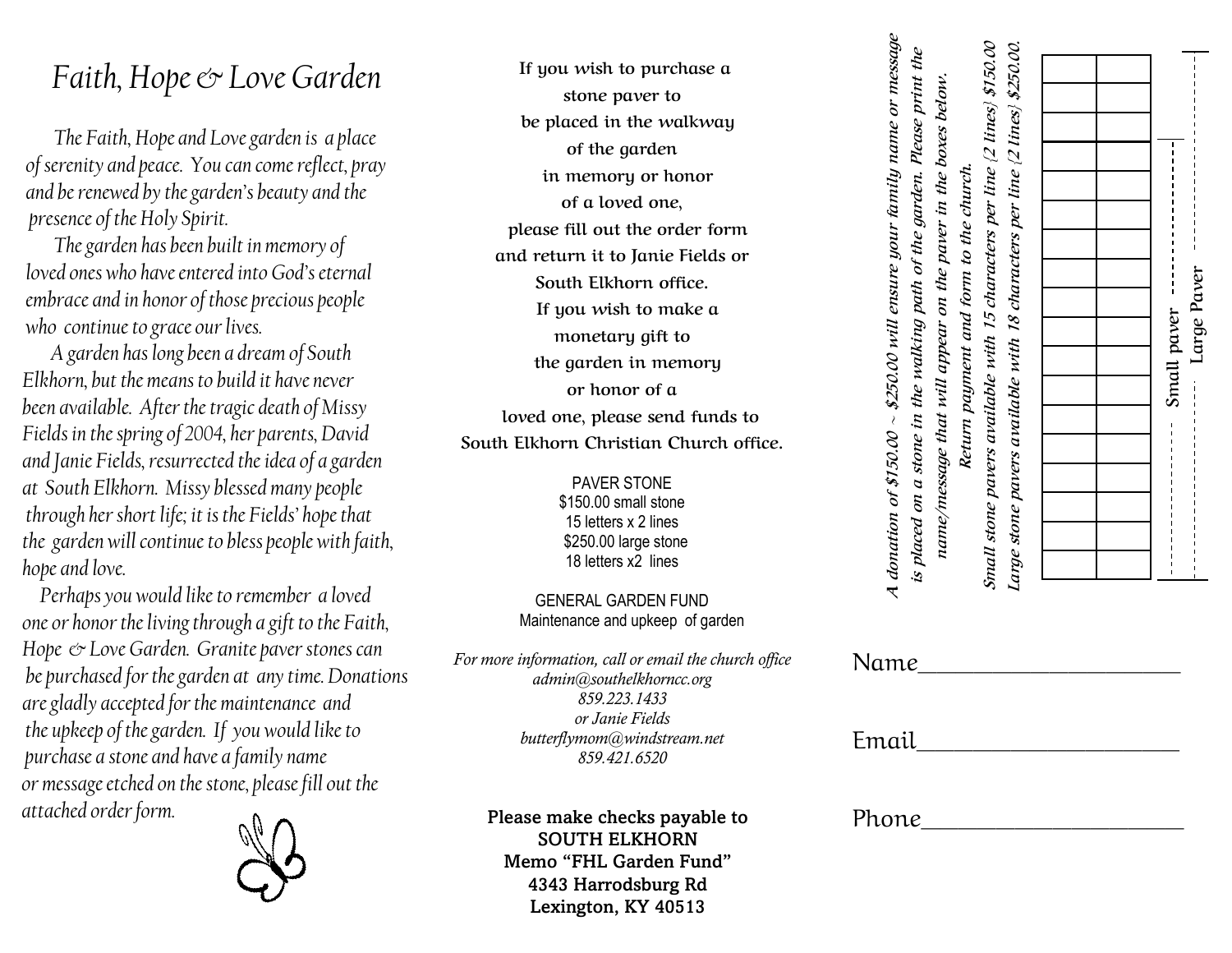# Faith, Hope & Love Garden

*The Faith, Hope and Love garden is a place of serenity and peace. You can come reflect, pray and be renewed by the garden's beauty and the presence of the Holy Spirit.*

*The garden has been built in memory of loved ones who have entered into God's eternal embrace and in honor of those precious people who continue to grace our lives.*

*A garden has long been a dream of South Elkhorn, but the means to build it have never been available. After the tragic death of Missy Fields in the spring of 2004, her parents, David and Janie Fields, resurrected the idea of a garden at South Elkhorn. Missy blessed many people through her short life; it is the Fields' hope that the garden will continue to bless people with faith, hope and love.*

*Perhaps you would like to remember a loved one or honor the living through a gift to the Faith, Hope & Love Garden. Granite paver stones can be purchased for the garden at any time. Donations are gladly accepted for the maintenance and the upkeep of the garden. If you would like to purchase a stone and have a family name or message etched on the stone, please fill out the attached order form.*

If you wish to purchase a stone paver to be placed in the walkway of the garden in memory or honor of a loved one, please fill out the order form and return it to Janie Fields or South Elkhorn office. If you wish to make a monetary gift to the garden in memory or honor of a loved one, please send funds to South Elkhorn Christian Church office.

PAVER STONE
$150.00 small stone
15 letters x 2 lines
$250.00 large stone
18 letters x2 lines

GENERAL GARDEN FUND
Maintenance and upkeep of garden

*For more information, call or email the church office*
*admin@southelkhorncc.org*
*859.223.1433*
*or Janie Fields*
*butterflymom@windstream.net*
*859.421.6520*

**Please make checks payable to**
**SOUTH ELKHORN**
**Memo "FHL Garden Fund"**
**4343 Harrodsburg Rd**
**Lexington, KY 40513**

*A donation of $150.00 ~ $250.00 will ensure your family name or message is placed on a stone in the walking path of the garden. Please print the name/message that will appear on the paver in the boxes below.*

*Return payment and form to the church.*

*Small stone pavers available with 15 characters per line (2 lines) $150.00*

*Large stone pavers available with 18 characters per line (2 lines) $250.00.*

Small paver

Large Paver

Name\_\_\_\_\_\_\_\_\_\_\_\_\_\_\_\_\_\_\_\_\_\_\_\_

Email\_\_\_\_\_\_\_\_\_\_\_\_\_\_\_\_\_\_\_\_\_\_\_\_

Phone\_\_\_\_\_\_\_\_\_\_\_\_\_\_\_\_\_\_\_\_\_\_\_\_